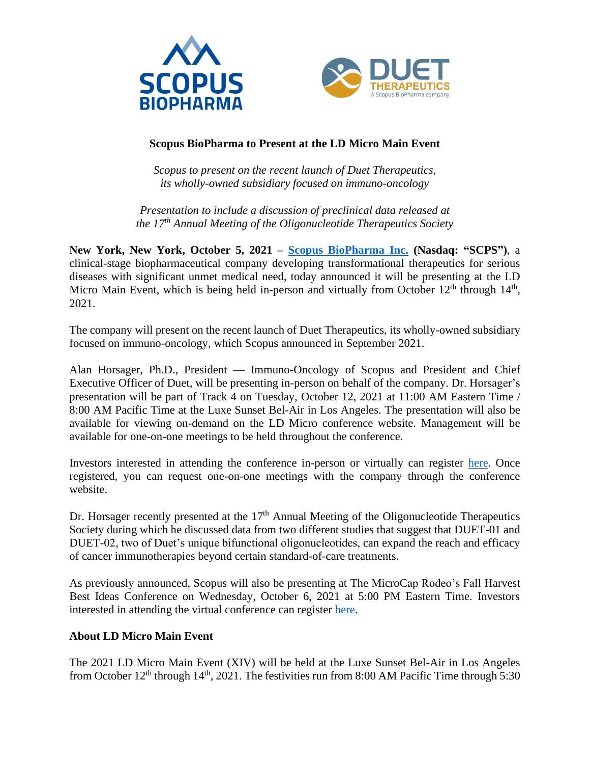# Scopus BioPharma to Present at the LD Micro Main Event

*Scopus to present on the recent launch of Duet Therapeutics, its wholly-owned subsidiary focused on immuno-oncology*

*Presentation to include a discussion of preclinical data released at the 17th Annual Meeting of the Oligonucleotide Therapeutics Society*

**New York, New York, October 5, 2021 – Scopus BioPharma Inc. (Nasdaq: "SCPS")**, a clinical-stage biopharmaceutical company developing transformational therapeutics for serious diseases with significant unmet medical need, today announced it will be presenting at the LD Micro Main Event, which is being held in-person and virtually from October 12th through 14th, 2021.

The company will present on the recent launch of Duet Therapeutics, its wholly-owned subsidiary focused on immuno-oncology, which Scopus announced in September 2021.

Alan Horsager, Ph.D., President — Immuno-Oncology of Scopus and President and Chief Executive Officer of Duet, will be presenting in-person on behalf of the company. Dr. Horsager's presentation will be part of Track 4 on Tuesday, October 12, 2021 at 11:00 AM Eastern Time / 8:00 AM Pacific Time at the Luxe Sunset Bel-Air in Los Angeles. The presentation will also be available for viewing on-demand on the LD Micro conference website. Management will be available for one-on-one meetings to be held throughout the conference.

Investors interested in attending the conference in-person or virtually can register here. Once registered, you can request one-on-one meetings with the company through the conference website.

Dr. Horsager recently presented at the 17th Annual Meeting of the Oligonucleotide Therapeutics Society during which he discussed data from two different studies that suggest that DUET-01 and DUET-02, two of Duet's unique bifunctional oligonucleotides, can expand the reach and efficacy of cancer immunotherapies beyond certain standard-of-care treatments.

As previously announced, Scopus will also be presenting at The MicroCap Rodeo's Fall Harvest Best Ideas Conference on Wednesday, October 6, 2021 at 5:00 PM Eastern Time. Investors interested in attending the virtual conference can register here.

## About LD Micro Main Event

The 2021 LD Micro Main Event (XIV) will be held at the Luxe Sunset Bel-Air in Los Angeles from October 12th through 14th, 2021. The festivities run from 8:00 AM Pacific Time through 5:30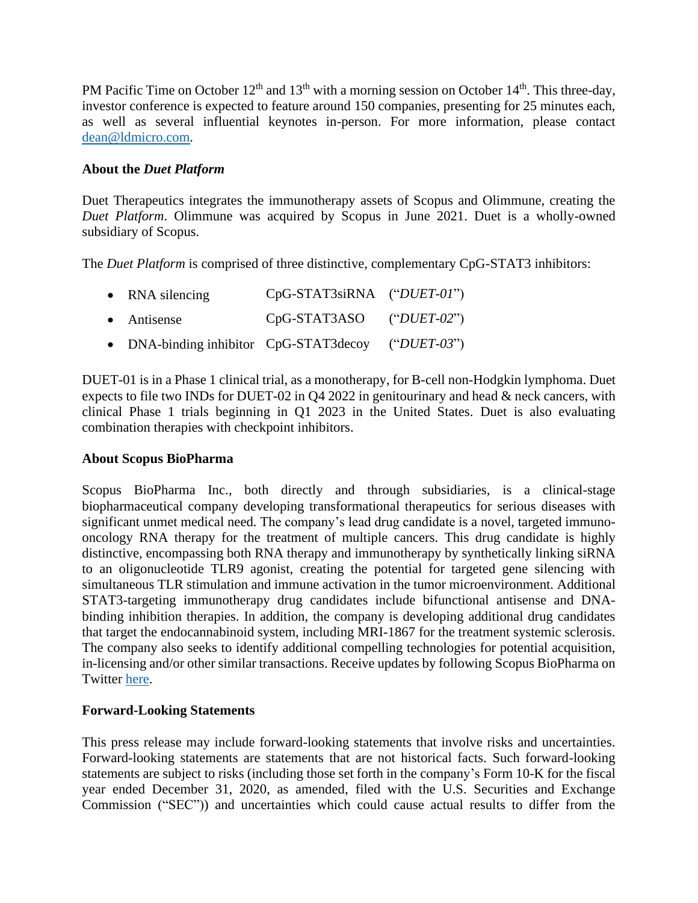PM Pacific Time on October 12th and 13th with a morning session on October 14th. This three-day, investor conference is expected to feature around 150 companies, presenting for 25 minutes each, as well as several influential keynotes in-person. For more information, please contact dean@ldmicro.com.

## About the *Duet Platform*

Duet Therapeutics integrates the immunotherapy assets of Scopus and Olimmune, creating the *Duet Platform*. Olimmune was acquired by Scopus in June 2021. Duet is a wholly-owned subsidiary of Scopus.

The *Duet Platform* is comprised of three distinctive, complementary CpG-STAT3 inhibitors:

- RNA silencing CpG-STAT3siRNA ("*DUET-01*")
- Antisense CpG-STAT3ASO ("*DUET-02*")
- DNA-binding inhibitor CpG-STAT3decoy ("*DUET-03*")

DUET-01 is in a Phase 1 clinical trial, as a monotherapy, for B-cell non-Hodgkin lymphoma. Duet expects to file two INDs for DUET-02 in Q4 2022 in genitourinary and head & neck cancers, with clinical Phase 1 trials beginning in Q1 2023 in the United States. Duet is also evaluating combination therapies with checkpoint inhibitors.

## About Scopus BioPharma

Scopus BioPharma Inc., both directly and through subsidiaries, is a clinical-stage biopharmaceutical company developing transformational therapeutics for serious diseases with significant unmet medical need. The company's lead drug candidate is a novel, targeted immuno-oncology RNA therapy for the treatment of multiple cancers. This drug candidate is highly distinctive, encompassing both RNA therapy and immunotherapy by synthetically linking siRNA to an oligonucleotide TLR9 agonist, creating the potential for targeted gene silencing with simultaneous TLR stimulation and immune activation in the tumor microenvironment. Additional STAT3-targeting immunotherapy drug candidates include bifunctional antisense and DNA-binding inhibition therapies. In addition, the company is developing additional drug candidates that target the endocannabinoid system, including MRI-1867 for the treatment systemic sclerosis. The company also seeks to identify additional compelling technologies for potential acquisition, in-licensing and/or other similar transactions. Receive updates by following Scopus BioPharma on Twitter here.

## Forward-Looking Statements

This press release may include forward-looking statements that involve risks and uncertainties. Forward-looking statements are statements that are not historical facts. Such forward-looking statements are subject to risks (including those set forth in the company's Form 10-K for the fiscal year ended December 31, 2020, as amended, filed with the U.S. Securities and Exchange Commission ("SEC")) and uncertainties which could cause actual results to differ from the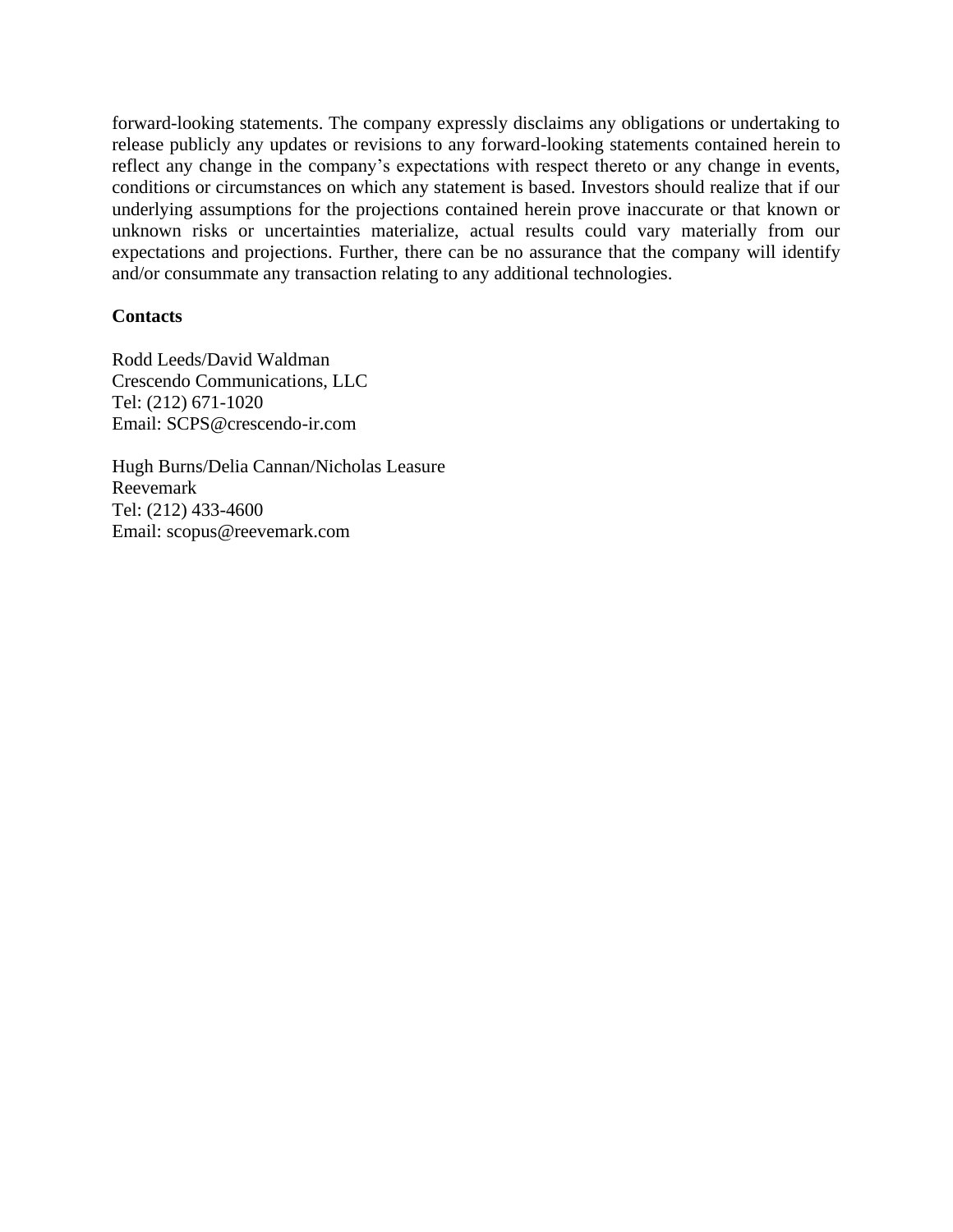forward-looking statements. The company expressly disclaims any obligations or undertaking to release publicly any updates or revisions to any forward-looking statements contained herein to reflect any change in the company's expectations with respect thereto or any change in events, conditions or circumstances on which any statement is based. Investors should realize that if our underlying assumptions for the projections contained herein prove inaccurate or that known or unknown risks or uncertainties materialize, actual results could vary materially from our expectations and projections. Further, there can be no assurance that the company will identify and/or consummate any transaction relating to any additional technologies.

**Contacts**

Rodd Leeds/David Waldman
Crescendo Communications, LLC
Tel: (212) 671-1020
Email: SCPS@crescendo-ir.com

Hugh Burns/Delia Cannan/Nicholas Leasure
Reevemark
Tel: (212) 433-4600
Email: scopus@reevemark.com